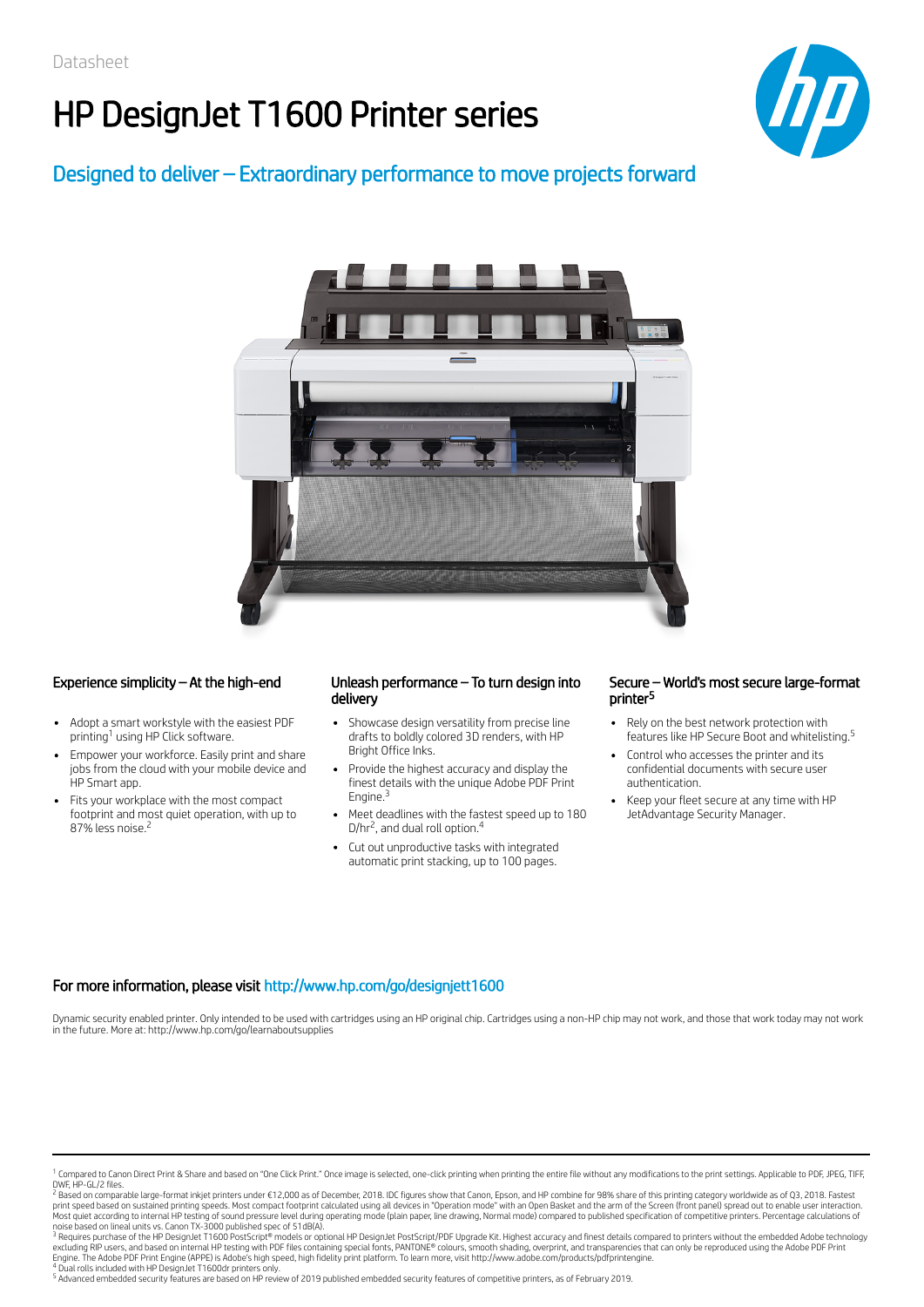Datasheet

# HP DesignJet T1600 Printer series

## Designed to deliver – Extraordinary performance to move projects forward

### Experience simplicity – At the high-end

- Adopt a smart workstyle with the easiest PDF printing[1] using HP Click software.
- Empower your workforce. Easily print and share jobs from the cloud with your mobile device and HP Smart app.
- Fits your workplace with the most compact footprint and most quiet operation, with up to 87% less noise.[2]

### Unleash performance – To turn design into delivery

- Showcase design versatility from precise line drafts to boldly colored 3D renders, with HP Bright Office Inks.
- Provide the highest accuracy and display the finest details with the unique Adobe PDF Print Engine.[3]
- Meet deadlines with the fastest speed up to 180 D/hr[2], and dual roll option.[4]
- Cut out unproductive tasks with integrated automatic print stacking, up to 100 pages.

### Secure – World's most secure large-format printer[5]

- Rely on the best network protection with features like HP Secure Boot and whitelisting.[5]
- Control who accesses the printer and its confidential documents with secure user authentication.
- Keep your fleet secure at any time with HP JetAdvantage Security Manager.

### For more information, please visit http://www.hp.com/go/designjett1600

Dynamic security enabled printer. Only intended to be used with cartridges using an HP original chip. Cartridges using a non-HP chip may not work, and those that work today may not work in the future. More at: http://www.hp.com/go/learnaboutsupplies

---

[1] Compared to Canon Direct Print & Share and based on "One Click Print." Once image is selected, one-click printing when printing the entire file without any modifications to the print settings. Applicable to PDF, JPEG, TIFF, DWF, HP-GL/2 files.

[2] Based on comparable large-format inkjet printers under €12,000 as of December, 2018. IDC figures show that Canon, Epson, and HP combine for 98% share of this printing category worldwide as of Q3, 2018. Fastest print speed based on sustained printing speeds. Most compact footprint calculated using all devices in "Operation mode" with an Open Basket and the arm of the Screen (front panel) spread out to enable user interaction. Most quiet according to internal HP testing of sound pressure level during operating mode (plain paper, line drawing, Normal mode) compared to published specification of competitive printers. Percentage calculations of noise based on lineal units vs. Canon TX-3000 published spec of 51dB(A).

[3] Requires purchase of the HP DesignJet T1600 PostScript® models or optional HP DesignJet PostScript/PDF Upgrade Kit. Highest accuracy and finest details compared to printers without the embedded Adobe technology excluding RIP users, and based on internal HP testing with PDF files containing special fonts, PANTONE® colours, smooth shading, overprint, and transparencies that can only be reproduced using the Adobe PDF Print Engine. The Adobe PDF Print Engine (APPE) is Adobe's high speed, high fidelity print platform. To learn more, visit http://www.adobe.com/products/pdfprintengine.

[4] Dual rolls included with HP DesignJet T1600dr printers only.

[5] Advanced embedded security features are based on HP review of 2019 published embedded security features of competitive printers, as of February 2019.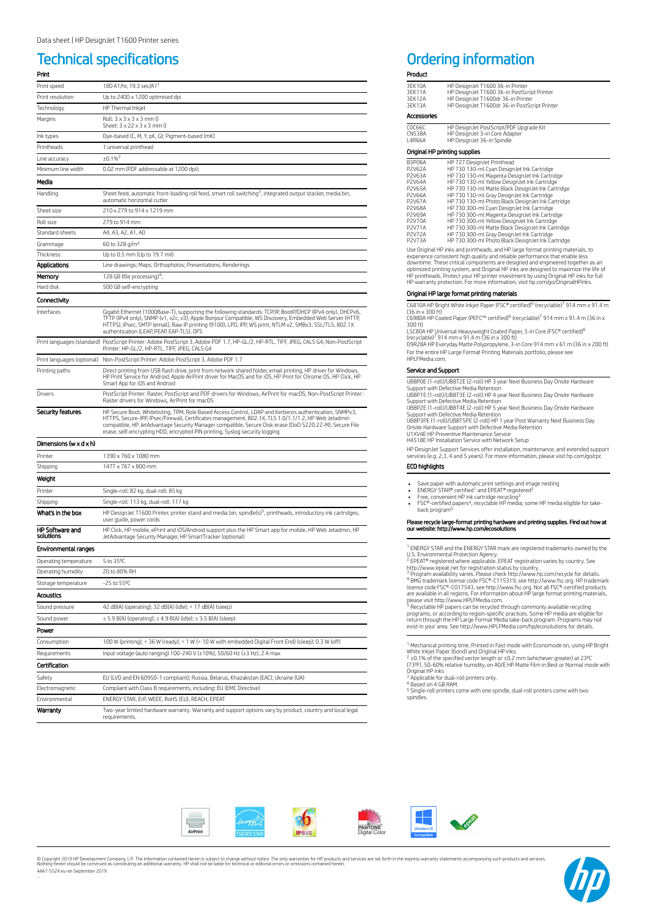# Technical specifications

| | |
|---|---|
| **Print** | |
| Print speed | 180 A1/hr, 19.3 sec/A1[1] |
| Print resolution | Up to 2400 x 1200 optimised dpi |
| Technology | HP Thermal Inkjet |
| Margins | Roll: 3 x 3 x 3 x 3 mm ()<br>Sheet: 3 x 22 x 3 x 3 mm () |
| Ink types | Dye-based (C, M, Y, pK, G); Pigment-based (mK) |
| Printheads | 1 universal printhead |
| Line accuracy | ±0.1%[2] |
| Minimum line width | 0.02 mm (PDF addressable at 1200 dpi); |
| **Media** | |
| Handling | Sheet feed, automatic front-loading roll feed, smart roll switching[3], integrated output stacker, media bin, automatic horizontal cutter |
| Sheet size | 210 x 279 to 914 x 1219 mm |
| Roll size | 279 to 914 mm |
| Standard sheets | A4, A3, A2, A1, A0 |
| Grammage | 60 to 328 g/m² |
| Thickness | Up to 0.5 mm (Up to 19.7 mil) |
| **Applications** | Line drawings; Maps; Orthophotos; Presentations; Renderings |
| **Memory** | 128 GB (file processing)[4]; |
| Hard disk | 500 GB self-encrypting |
| **Connectivity** | |
| Interfaces | Gigabit Ethernet (1000Base-T), supporting the following standards: TCP/IP, BootP/DHCP (IPv4 only), DHCPv6, TFTP (IPv4 only), SNMP (v1, v2c, v3), Apple Bonjour Compatible, WS Discovery, Embedded Web Server (HTTP, HTTPS), IPsec, SMTP (email), Raw IP printing (9100), LPD, IPP, WS print, NTLM v2, SMBv3, SSL/TLS, 802.1X authentication (LEAP, PEAP, EAP-TLS), DFS |
| Print languages (standard) | PostScript Printer: Adobe PostScript 3, Adobe PDF 1.7, HP-GL/2, HP-RTL, TIFF, JPEG, CALS G4; Non-PostScript Printer: HP-GL/2, HP-RTL, TIFF, JPEG, CALS G4 |
| Print languages (optional) | Non-PostScript Printer: Adobe PostScript 3, Adobe PDF 1.7 |
| Printing paths | Direct printing from USB flash drive, print from network shared folder, email printing, HP driver for Windows, HP Print Service for Android, Apple AirPrint driver for MacOS and for iOS, HP Print for Chrome OS, HP Click, HP Smart App for iOS and Android |
| Drivers | PostScript Printer: Raster, PostScript and PDF drivers for Windows, AirPrint for macOS; Non-PostScript Printer: Raster drivers for Windows, AirPrint for macOS |
| **Security features** | HP Secure Boot, Whitelisting, TPM, Role Based Access Control, LDAP and Kerberos authentication, SNMPv3, HTTPS, Secure-IPP, IPsec/Firewall, Certificates management, 802.1X, TLS 1.0/1.1/1.2, HP Web Jetadmin compatible, HP JetAdvantage Security Manager compatible, Secure Disk erase (DoD 5220.22-M), Secure File erase, self-encrypting HDD, encrypted PIN printing, Syslog security logging |
| **Dimensions (w x d x h)** | |
| Printer | 1390 x 760 x 1080 mm |
| Shipping | 1477 x 767 x 800 mm |
| **Weight** | |
| Printer | Single-roll: 82 kg, dual-roll: 85 kg |
| Shipping | Single-roll: 113 kg, dual-roll: 117 kg |
| **What's in the box** | HP DesignJet T1600 Printer, printer stand and media bin, spindle(s)[5], printheads, introductory ink cartridges, user guide, power cords |
| **HP Software and solutions** | HP Click, HP mobile, ePrint and iOS/Android support plus the HP Smart app for mobile, HP Web Jetadmin, HP JetAdvantage Security Manager, HP SmartTracker (optional) |
| **Environmental ranges** | |
| Operating temperature | 5 to 35ºC |
| Operating humidity | 20 to 80% RH |
| Storage temperature | -25 to 55ºC |
| **Acoustics** | |
| Sound pressure | 42 dB(A) (operating); 32 dB(A) (idle); < 17 dB(A) (sleep) |
| Sound power | ≤ 5.9 B(A) (operating); ≤ 4.9 B(A) (idle); ≤ 3.5 B(A) (sleep) |
| **Power** | |
| Consumption | 100 W (printing); < 36 W (ready); < 1 W (< 10 W with embedded Digital Front End) (sleep); 0.3 W (off) |
| Requirements | Input voltage (auto ranging) 100-240 V (±10%), 50/60 Hz (±3 Hz), 2 A max |
| **Certification** | |
| Safety | EU (LVD and EN 60950-1 compliant); Russia, Belarus, Kazakhstan (EAC); Ukraine (UA) |
| Electromagnetic | Compliant with Class B requirements, including: EU (EMC Directive) |
| Environmental | ENERGY STAR, ErP, WEEE, RoHS (EU), REACH, EPEAT |
| **Warranty** | Two-year limited hardware warranty. Warranty and support options vary by product, country and local legal requirements. |

# Ordering information

### Product

| | |
|---|---|
| 3EK10A | HP DesignJet T1600 36-in Printer |
| 3EK11A | HP DesignJet T1600 36-in PostScript Printer |
| 3EK12A | HP DesignJet T1600dr 36-in Printer |
| 3EK13A | HP DesignJet T1600dr 36-in PostScript Printer |

### Accessories

| | |
|---|---|
| C0C66C | HP DesignJet PostScript/PDF Upgrade Kit |
| CN538A | HP DesignJet 3-in Core Adapter |
| L4R66A | HP DesignJet 36-in Spindle |

### Original HP printing supplies

| | |
|---|---|
| B3P06A | HP 727 DesignJet Printhead |
| P2V62A | HP 730 130-ml Cyan DesignJet Ink Cartridge |
| P2V63A | HP 730 130-ml Magenta DesignJet Ink Cartridge |
| P2V64A | HP 730 130-ml Yellow DesignJet Ink Cartridge |
| P2V65A | HP 730 130-ml Matte Black DesignJet Ink Cartridge |
| P2V66A | HP 730 130-ml Gray DesignJet Ink Cartridge |
| P2V67A | HP 730 130-ml Photo Black DesignJet Ink Cartridge |
| P2V68A | HP 730 300-ml Cyan DesignJet Ink Cartridge |
| P2V69A | HP 730 300-ml Magenta DesignJet Ink Cartridge |
| P2V70A | HP 730 300-ml Yellow DesignJet Ink Cartridge |
| P2V71A | HP 730 300-ml Matte Black DesignJet Ink Cartridge |
| P2V72A | HP 730 300-ml Gray DesignJet Ink Cartridge |
| P2V73A | HP 730 300-ml Photo Black DesignJet Ink Cartridge |

Use Original HP inks and printheads, and HP large format printing materials, to experience consistent high quality and reliable performance that enable less downtime. These critical components are designed and engineered together as an optimized printing system, and Original HP inks are designed to maximize the life of HP printheads. Protect your HP printer investment by using HP inks for full HP warranty protection. For more information, visit hp.com/go/OriginalHPinks.

### Original HP large format printing materials

C6810A HP Bright White Inkjet Paper (FSC® certified)[6] (recyclable)[7] 914 mm x 91.4 m (36 in x 300 ft)
C6980A HP Coated Paper (PEFC™ certified)[6] (recyclable)[7] 914 mm x 91.4 m (36 in x 300 ft)
L5C80A HP Universal Heavyweight Coated Paper, 3-in Core (FSC® certified)[6] (recyclable)[7] 914 mm x 91.4 m (36 in x 300 ft)
D9R28A HP Everyday Matte Polypropylene, 3-in Core 914 mm x 61 m (36 in x 200 ft)

For the entire HP Large Format Printing Materials portfolio, please see HPLFMedia.com.

### Service and Support

U8BP0E (1-roll)/U8BT2E (2-roll) HP 3 year Next Business Day Onsite Hardware Support with Defective Media Retention
U8BP1E (1-roll)/U8BT3E (2-roll) HP 4 year Next Business Day Onsite Hardware Support with Defective Media Retention
U8BP2E (1-roll)/U8BT4E (2-roll) HP 5 year Next Business Day Onsite Hardware Support with Defective Media Retention
U8BP3PE (1-roll)/U8BT5PE (2-roll) HP 1 year Post Warranty Next Business Day Onsite Hardware Support with Defective Media Retention
U1XV4E HP Preventive Maintenance Service
H4518E HP Installation Service with Network Setup

HP DesignJet Support Services offer installation, maintenance, and extended support services (e.g. 2,3, 4 and 5 years). For more information, please visit hp.com/go/cpc

### ECO highlights

- Save paper with automatic print settings and image nesting
- ENERGY STAR® certified[1] and EPEAT® registered[2]
- Free, convenient HP ink cartridge recycling[3]
- FSC®-certified papers[4], recyclable HP media; some HP media eligible for take-back program[5]

**Please recycle large-format printing hardware and printing supplies. Find out how at our website: http://www.hp.com/ecosolutions**

[1] ENERGY STAR and the ENERGY STAR mark are registered trademarks owned by the U.S. Environmental Protection Agency.
[2] EPEAT® registered where applicable. EPEAT registration varies by country. See http://www.epeat.net for registration status by country.
[3] Program availability varies. Please check http://www.hp.com/recycle for details.
[4] BMG trademark license code FSC®-C115319, see http://www.fsc.org. HP trademark license code FSC®-C017543, see http://www.fsc.org. Not all FSC®-certified products are available in all regions. For information about HP large format printing materials, please visit http://www.HPLFMedia.com.
[5] Recyclable HP papers can be recycled through commonly available recycling programs, or according to region-specific practices. Some HP media are eligible for return through the HP Large Format Media take-back program. Programs may not exist in your area. See http://www.HPLFMedia.com/hp/ecosolutions for details.

[1] Mechanical printing time. Printed in Fast mode with Economode on, using HP Bright White Inkjet Paper (bond) and Original HP inks.
[2] ±0.1% of the specified vector length or ±0.2 mm (whichever greater) at 23ºC (73ºF), 50-60% relative humidity, on A0/E HP Matte Film in Best or Normal mode with Original HP inks
[3] Applicable for dual-roll printers only.
[4] Based on 4 GB RAM.
[5] Single-roll printers come with one spindle, dual-roll printers come with two spindles.

AirPrint | ENERGY STAR | IPSEC | PANTONE Digital Color | Windows 10 Compatible | epeat

© Copyright 2019 HP Development Company, L.P. The information contained herein is subject to change without notice. The only warranties for HP products and services are set forth in the express warranty statements accompanying such products and services. Nothing herein should be construed as constituting an additional warranty. HP shall not be liable for technical or editorial errors or omissions contained herein.

4AA7-5524 eu-en September 2019